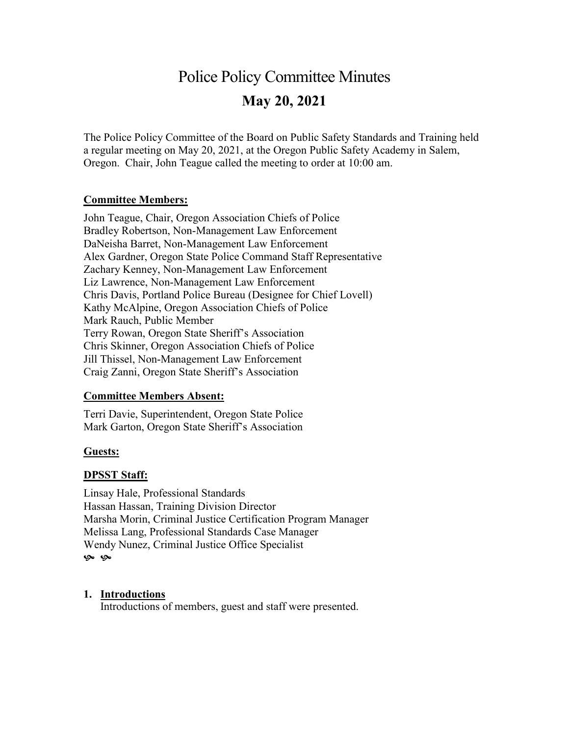# Police Policy Committee Minutes

## May 20, 2021

The Police Policy Committee of the Board on Public Safety Standards and Training held a regular meeting on May 20, 2021, at the Oregon Public Safety Academy in Salem, Oregon. Chair, John Teague called the meeting to order at 10:00 am.

**Committee Members:**

John Teague, Chair, Oregon Association Chiefs of Police
Bradley Robertson, Non-Management Law Enforcement
DaNeisha Barret, Non-Management Law Enforcement
Alex Gardner, Oregon State Police Command Staff Representative
Zachary Kenney, Non-Management Law Enforcement
Liz Lawrence, Non-Management Law Enforcement
Chris Davis, Portland Police Bureau (Designee for Chief Lovell)
Kathy McAlpine, Oregon Association Chiefs of Police
Mark Rauch, Public Member
Terry Rowan, Oregon State Sheriff's Association
Chris Skinner, Oregon Association Chiefs of Police
Jill Thissel, Non-Management Law Enforcement
Craig Zanni, Oregon State Sheriff's Association

**Committee Members Absent:**

Terri Davie, Superintendent, Oregon State Police
Mark Garton, Oregon State Sheriff's Association

**Guests:**

**DPSST Staff:**

Linsay Hale, Professional Standards
Hassan Hassan, Training Division Director
Marsha Morin, Criminal Justice Certification Program Manager
Melissa Lang, Professional Standards Case Manager
Wendy Nunez, Criminal Justice Office Specialist

1. **Introductions**
   Introductions of members, guest and staff were presented.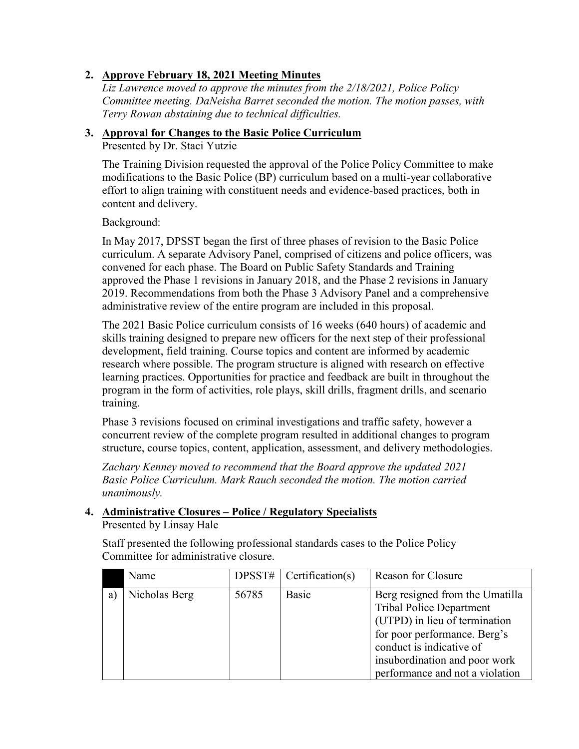2. **Approve February 18, 2021 Meeting Minutes**

   *Liz Lawrence moved to approve the minutes from the 2/18/2021, Police Policy Committee meeting. DaNeisha Barret seconded the motion. The motion passes, with Terry Rowan abstaining due to technical difficulties.*

3. **Approval for Changes to the Basic Police Curriculum**

   Presented by Dr. Staci Yutzie

   The Training Division requested the approval of the Police Policy Committee to make modifications to the Basic Police (BP) curriculum based on a multi-year collaborative effort to align training with constituent needs and evidence-based practices, both in content and delivery.

   Background:

   In May 2017, DPSST began the first of three phases of revision to the Basic Police curriculum. A separate Advisory Panel, comprised of citizens and police officers, was convened for each phase. The Board on Public Safety Standards and Training approved the Phase 1 revisions in January 2018, and the Phase 2 revisions in January 2019. Recommendations from both the Phase 3 Advisory Panel and a comprehensive administrative review of the entire program are included in this proposal.

   The 2021 Basic Police curriculum consists of 16 weeks (640 hours) of academic and skills training designed to prepare new officers for the next step of their professional development, field training. Course topics and content are informed by academic research where possible. The program structure is aligned with research on effective learning practices. Opportunities for practice and feedback are built in throughout the program in the form of activities, role plays, skill drills, fragment drills, and scenario training.

   Phase 3 revisions focused on criminal investigations and traffic safety, however a concurrent review of the complete program resulted in additional changes to program structure, course topics, content, application, assessment, and delivery methodologies.

   *Zachary Kenney moved to recommend that the Board approve the updated 2021 Basic Police Curriculum. Mark Rauch seconded the motion. The motion carried unanimously.*

4. **Administrative Closures – Police / Regulatory Specialists**

   Presented by Linsay Hale

   Staff presented the following professional standards cases to the Police Policy Committee for administrative closure.

| | Name | DPSST# | Certification(s) | Reason for Closure |
|---|---|---|---|---|
| a) | Nicholas Berg | 56785 | Basic | Berg resigned from the Umatilla Tribal Police Department (UTPD) in lieu of termination for poor performance. Berg's conduct is indicative of insubordination and poor work performance and not a violation |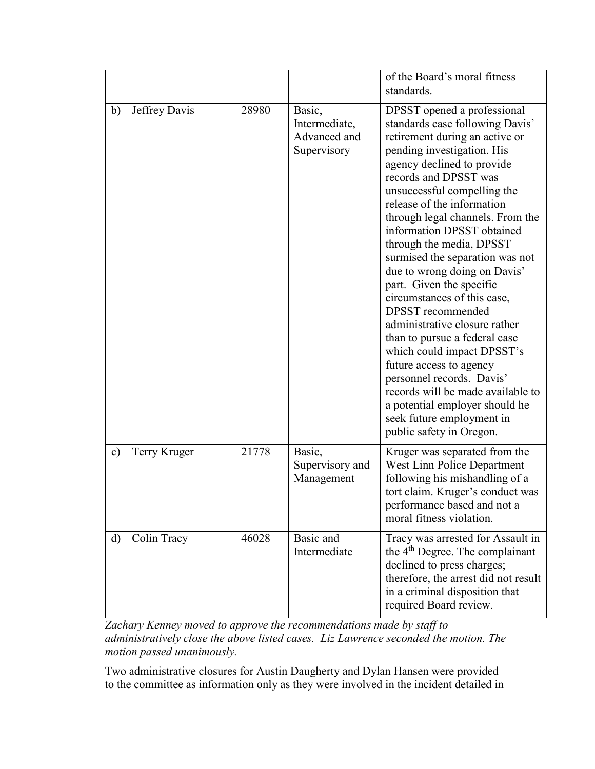| | | | | of the Board's moral fitness standards. |
|---|---|---|---|---|
| b) | Jeffrey Davis | 28980 | Basic, Intermediate, Advanced and Supervisory | DPSST opened a professional standards case following Davis' retirement during an active or pending investigation. His agency declined to provide records and DPSST was unsuccessful compelling the release of the information through legal channels. From the information DPSST obtained through the media, DPSST surmised the separation was not due to wrong doing on Davis' part. Given the specific circumstances of this case, DPSST recommended administrative closure rather than to pursue a federal case which could impact DPSST's future access to agency personnel records. Davis' records will be made available to a potential employer should he seek future employment in public safety in Oregon. |
| c) | Terry Kruger | 21778 | Basic, Supervisory and Management | Kruger was separated from the West Linn Police Department following his mishandling of a tort claim. Kruger's conduct was performance based and not a moral fitness violation. |
| d) | Colin Tracy | 46028 | Basic and Intermediate | Tracy was arrested for Assault in the 4th Degree. The complainant declined to press charges; therefore, the arrest did not result in a criminal disposition that required Board review. |

*Zachary Kenney moved to approve the recommendations made by staff to administratively close the above listed cases. Liz Lawrence seconded the motion. The motion passed unanimously.*

Two administrative closures for Austin Daugherty and Dylan Hansen were provided to the committee as information only as they were involved in the incident detailed in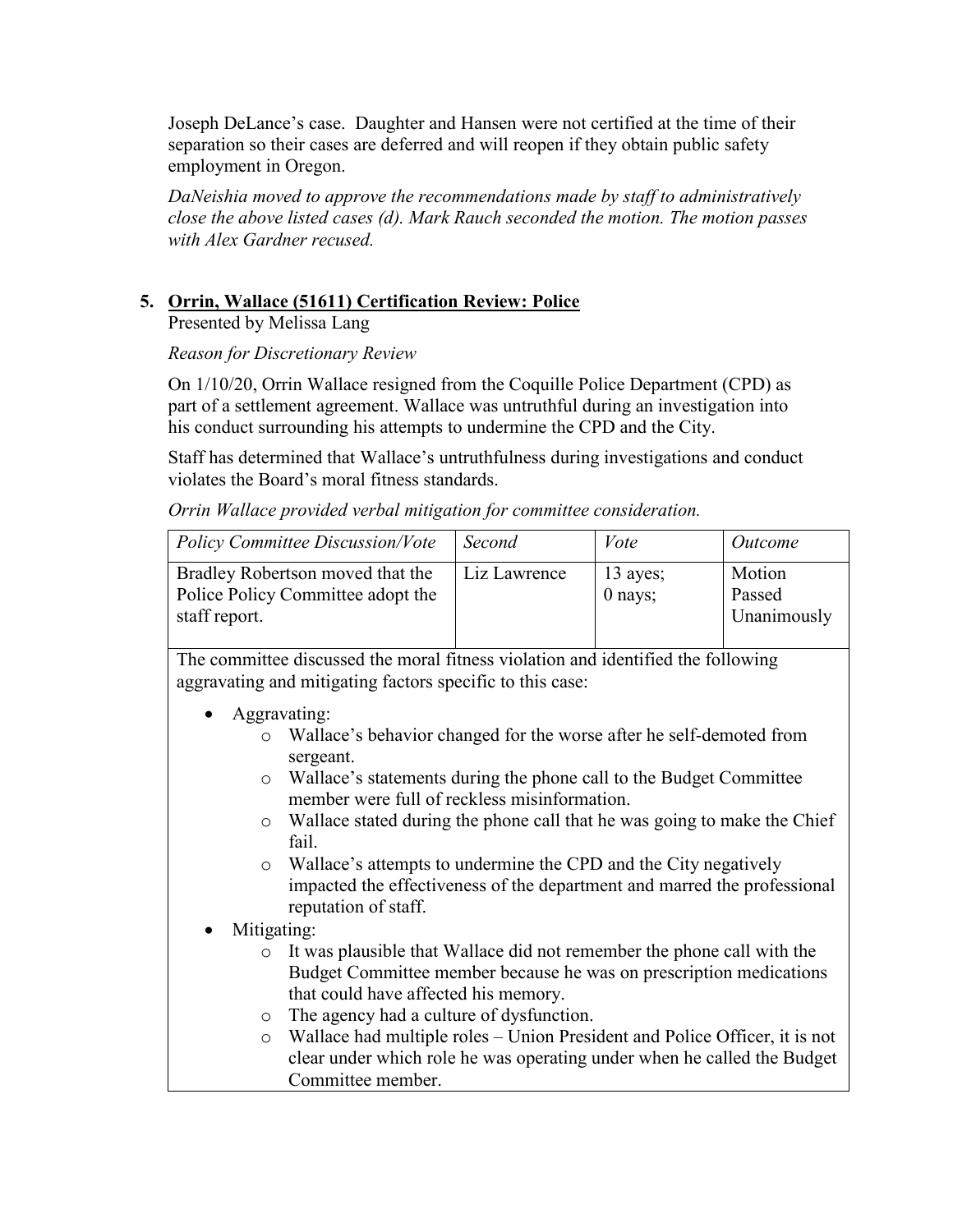Joseph DeLance's case. Daughter and Hansen were not certified at the time of their separation so their cases are deferred and will reopen if they obtain public safety employment in Oregon.

*DaNeishia moved to approve the recommendations made by staff to administratively close the above listed cases (d). Mark Rauch seconded the motion. The motion passes with Alex Gardner recused.*

## 5. Orrin, Wallace (51611) Certification Review: Police

Presented by Melissa Lang

*Reason for Discretionary Review*

On 1/10/20, Orrin Wallace resigned from the Coquille Police Department (CPD) as part of a settlement agreement. Wallace was untruthful during an investigation into his conduct surrounding his attempts to undermine the CPD and the City.

Staff has determined that Wallace's untruthfulness during investigations and conduct violates the Board's moral fitness standards.

*Orrin Wallace provided verbal mitigation for committee consideration.*

| *Policy Committee Discussion/Vote* | *Second* | *Vote* | *Outcome* |
|---|---|---|---|
| Bradley Robertson moved that the Police Policy Committee adopt the staff report. | Liz Lawrence | 13 ayes; 0 nays; | Motion Passed Unanimously |

The committee discussed the moral fitness violation and identified the following aggravating and mitigating factors specific to this case:

- Aggravating:
  - Wallace's behavior changed for the worse after he self-demoted from sergeant.
  - Wallace's statements during the phone call to the Budget Committee member were full of reckless misinformation.
  - Wallace stated during the phone call that he was going to make the Chief fail.
  - Wallace's attempts to undermine the CPD and the City negatively impacted the effectiveness of the department and marred the professional reputation of staff.
- Mitigating:
  - It was plausible that Wallace did not remember the phone call with the Budget Committee member because he was on prescription medications that could have affected his memory.
  - The agency had a culture of dysfunction.
  - Wallace had multiple roles – Union President and Police Officer, it is not clear under which role he was operating under when he called the Budget Committee member.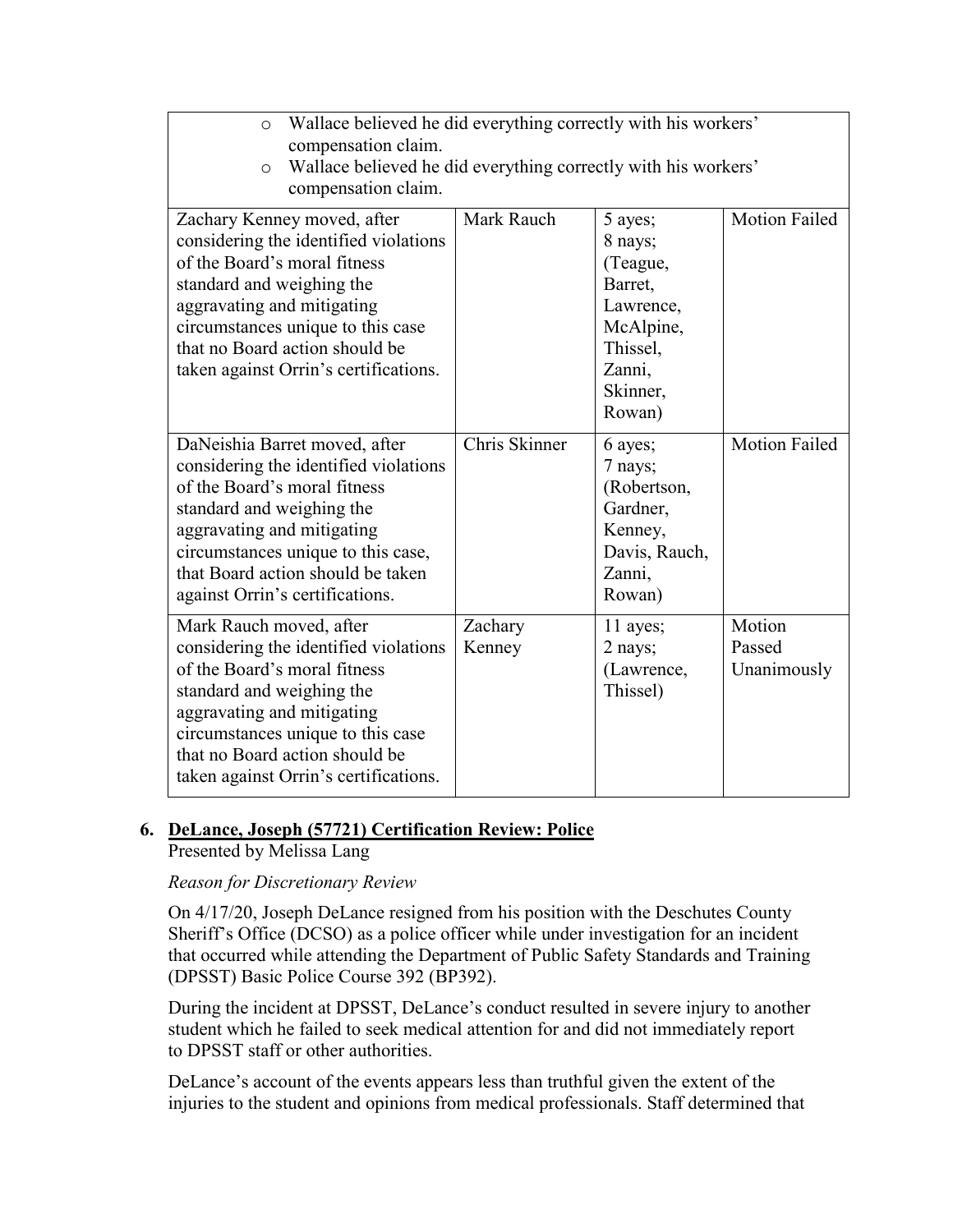| | | | |
|---|---|---|---|
| - Wallace believed he did everything correctly with his workers' compensation claim.<br>- Wallace believed he did everything correctly with his workers' compensation claim. | | | |
| Zachary Kenney moved, after considering the identified violations of the Board's moral fitness standard and weighing the aggravating and mitigating circumstances unique to this case that no Board action should be taken against Orrin's certifications. | Mark Rauch | 5 ayes; 8 nays; (Teague, Barret, Lawrence, McAlpine, Thissel, Zanni, Skinner, Rowan) | Motion Failed |
| DaNeishia Barret moved, after considering the identified violations of the Board's moral fitness standard and weighing the aggravating and mitigating circumstances unique to this case, that Board action should be taken against Orrin's certifications. | Chris Skinner | 6 ayes; 7 nays; (Robertson, Gardner, Kenney, Davis, Rauch, Zanni, Rowan) | Motion Failed |
| Mark Rauch moved, after considering the identified violations of the Board's moral fitness standard and weighing the aggravating and mitigating circumstances unique to this case that no Board action should be taken against Orrin's certifications. | Zachary Kenney | 11 ayes; 2 nays; (Lawrence, Thissel) | Motion Passed Unanimously |

**6. <u>DeLance, Joseph (57721) Certification Review: Police</u>**

Presented by Melissa Lang

*Reason for Discretionary Review*

On 4/17/20, Joseph DeLance resigned from his position with the Deschutes County Sheriff's Office (DCSO) as a police officer while under investigation for an incident that occurred while attending the Department of Public Safety Standards and Training (DPSST) Basic Police Course 392 (BP392).

During the incident at DPSST, DeLance's conduct resulted in severe injury to another student which he failed to seek medical attention for and did not immediately report to DPSST staff or other authorities.

DeLance's account of the events appears less than truthful given the extent of the injuries to the student and opinions from medical professionals. Staff determined that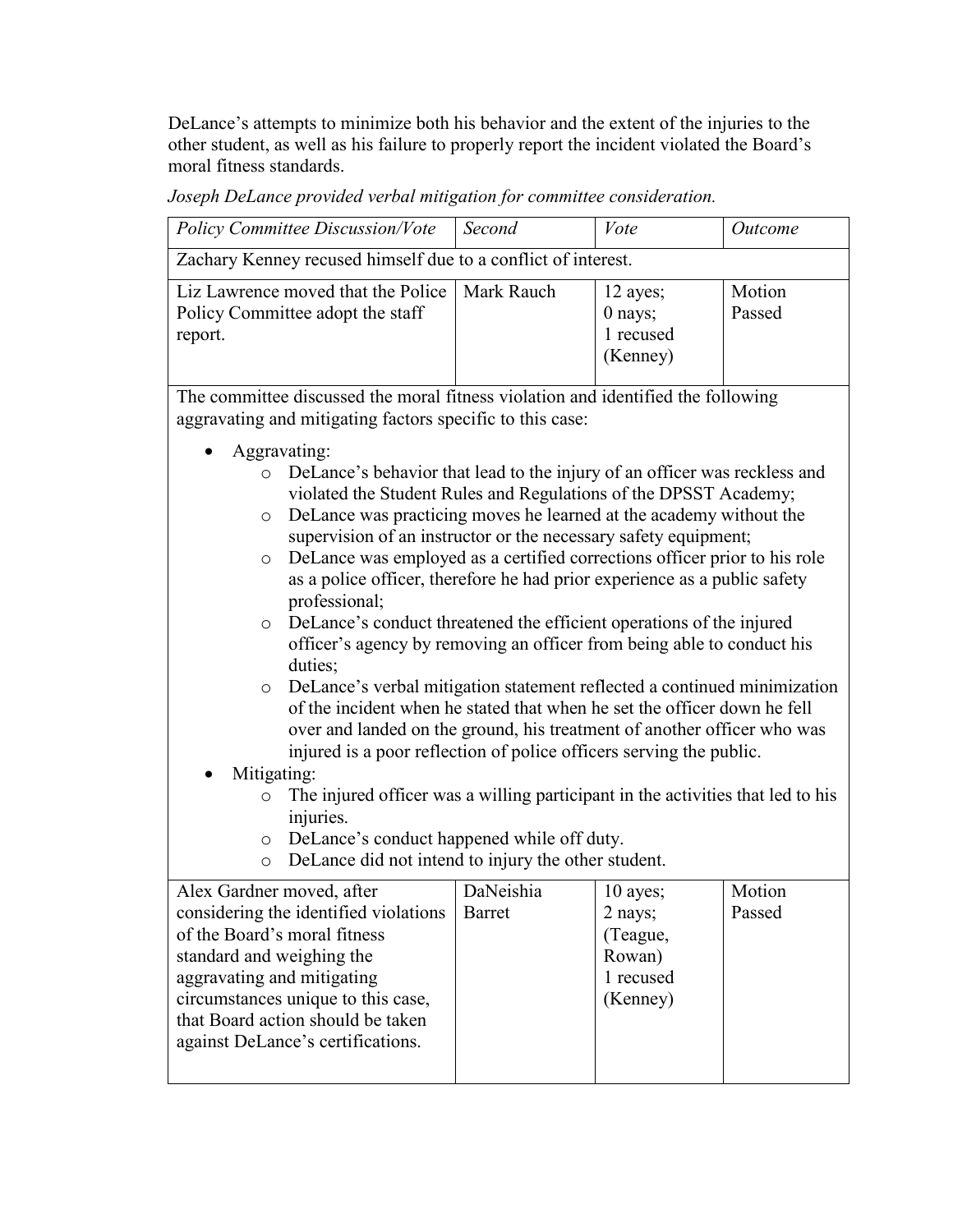DeLance's attempts to minimize both his behavior and the extent of the injuries to the other student, as well as his failure to properly report the incident violated the Board's moral fitness standards.

*Joseph DeLance provided verbal mitigation for committee consideration.*

| *Policy Committee Discussion/Vote* | *Second* | *Vote* | *Outcome* |
|---|---|---|---|
| Zachary Kenney recused himself due to a conflict of interest. | | | |
| Liz Lawrence moved that the Police Policy Committee adopt the staff report. | Mark Rauch | 12 ayes; 0 nays; 1 recused (Kenney) | Motion Passed |
| The committee discussed the moral fitness violation and identified the following aggravating and mitigating factors specific to this case:<br><br>• Aggravating:<br>  o DeLance's behavior that lead to the injury of an officer was reckless and violated the Student Rules and Regulations of the DPSST Academy;<br>  o DeLance was practicing moves he learned at the academy without the supervision of an instructor or the necessary safety equipment;<br>  o DeLance was employed as a certified corrections officer prior to his role as a police officer, therefore he had prior experience as a public safety professional;<br>  o DeLance's conduct threatened the efficient operations of the injured officer's agency by removing an officer from being able to conduct his duties;<br>  o DeLance's verbal mitigation statement reflected a continued minimization of the incident when he stated that when he set the officer down he fell over and landed on the ground, his treatment of another officer who was injured is a poor reflection of police officers serving the public.<br>• Mitigating:<br>  o The injured officer was a willing participant in the activities that led to his injuries.<br>  o DeLance's conduct happened while off duty.<br>  o DeLance did not intend to injury the other student. | | | |
| Alex Gardner moved, after considering the identified violations of the Board's moral fitness standard and weighing the aggravating and mitigating circumstances unique to this case, that Board action should be taken against DeLance's certifications. | DaNeishia Barret | 10 ayes; 2 nays; (Teague, Rowan) 1 recused (Kenney) | Motion Passed |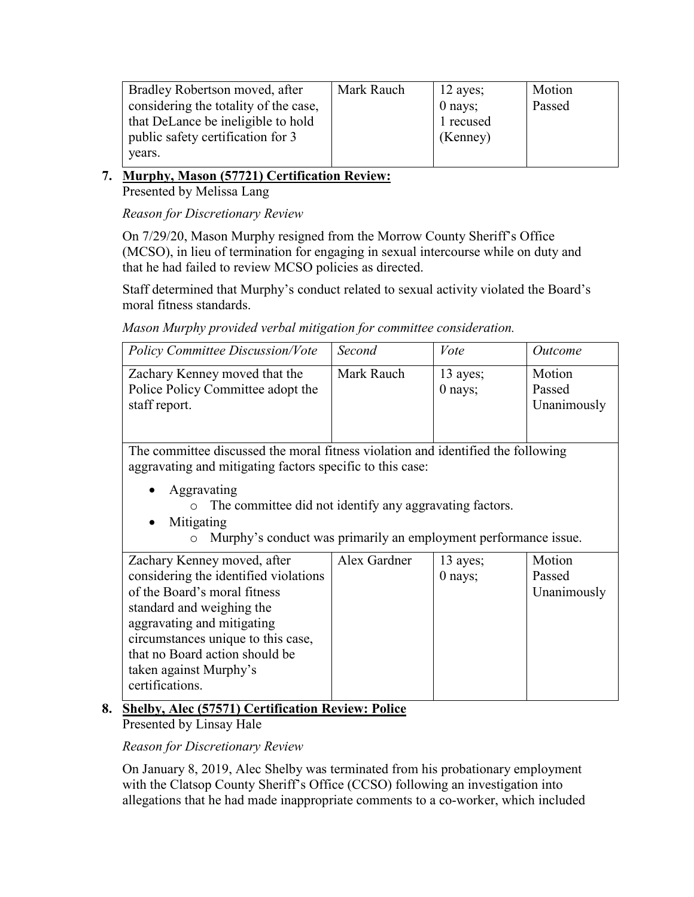| | | | |
|---|---|---|---|
| Bradley Robertson moved, after considering the totality of the case, that DeLance be ineligible to hold public safety certification for 3 years. | Mark Rauch | 12 ayes; 0 nays; 1 recused (Kenney) | Motion Passed |

7. **Murphy, Mason (57721) Certification Review:**
   Presented by Melissa Lang

   *Reason for Discretionary Review*

   On 7/29/20, Mason Murphy resigned from the Morrow County Sheriff's Office (MCSO), in lieu of termination for engaging in sexual intercourse while on duty and that he had failed to review MCSO policies as directed.

   Staff determined that Murphy's conduct related to sexual activity violated the Board's moral fitness standards.

   *Mason Murphy provided verbal mitigation for committee consideration.*

| *Policy Committee Discussion/Vote* | *Second* | *Vote* | *Outcome* |
|---|---|---|---|
| Zachary Kenney moved that the Police Policy Committee adopt the staff report. | Mark Rauch | 13 ayes; 0 nays; | Motion Passed Unanimously |
| The committee discussed the moral fitness violation and identified the following aggravating and mitigating factors specific to this case:<br><br>• Aggravating<br>  o The committee did not identify any aggravating factors.<br>• Mitigating<br>  o Murphy's conduct was primarily an employment performance issue. | | | |
| Zachary Kenney moved, after considering the identified violations of the Board's moral fitness standard and weighing the aggravating and mitigating circumstances unique to this case, that no Board action should be taken against Murphy's certifications. | Alex Gardner | 13 ayes; 0 nays; | Motion Passed Unanimously |

8. **Shelby, Alec (57571) Certification Review: Police**
   Presented by Linsay Hale

   *Reason for Discretionary Review*

   On January 8, 2019, Alec Shelby was terminated from his probationary employment with the Clatsop County Sheriff's Office (CCSO) following an investigation into allegations that he had made inappropriate comments to a co-worker, which included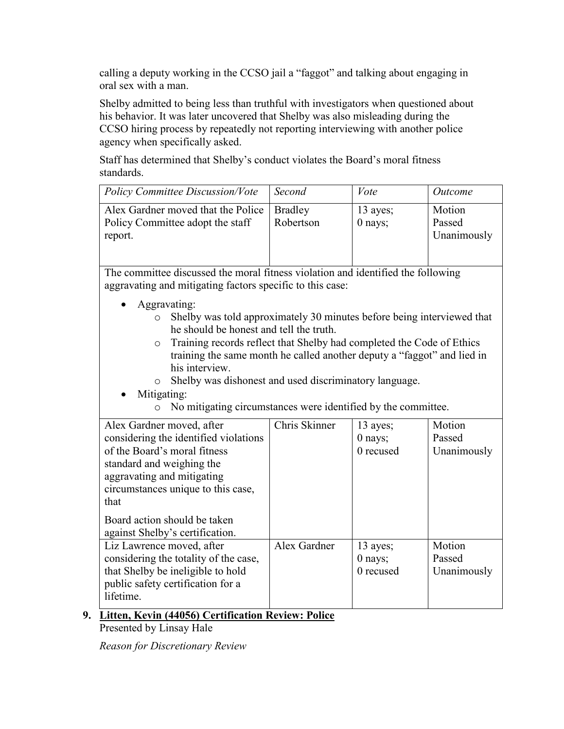calling a deputy working in the CCSO jail a "faggot" and talking about engaging in oral sex with a man.

Shelby admitted to being less than truthful with investigators when questioned about his behavior. It was later uncovered that Shelby was also misleading during the CCSO hiring process by repeatedly not reporting interviewing with another police agency when specifically asked.

Staff has determined that Shelby's conduct violates the Board's moral fitness standards.

| *Policy Committee Discussion/Vote* | *Second* | *Vote* | *Outcome* |
|---|---|---|---|
| Alex Gardner moved that the Police Policy Committee adopt the staff report. | Bradley Robertson | 13 ayes; 0 nays; | Motion Passed Unanimously |
| The committee discussed the moral fitness violation and identified the following aggravating and mitigating factors specific to this case:<br>• Aggravating:<br>  ○ Shelby was told approximately 30 minutes before being interviewed that he should be honest and tell the truth.<br>  ○ Training records reflect that Shelby had completed the Code of Ethics training the same month he called another deputy a "faggot" and lied in his interview.<br>  ○ Shelby was dishonest and used discriminatory language.<br>• Mitigating:<br>  ○ No mitigating circumstances were identified by the committee. | | | |
| Alex Gardner moved, after considering the identified violations of the Board's moral fitness standard and weighing the aggravating and mitigating circumstances unique to this case, that<br><br>Board action should be taken against Shelby's certification. | Chris Skinner | 13 ayes; 0 nays; 0 recused | Motion Passed Unanimously |
| Liz Lawrence moved, after considering the totality of the case, that Shelby be ineligible to hold public safety certification for a lifetime. | Alex Gardner | 13 ayes; 0 nays; 0 recused | Motion Passed Unanimously |

9. **Litten, Kevin (44056) Certification Review: Police**

Presented by Linsay Hale

*Reason for Discretionary Review*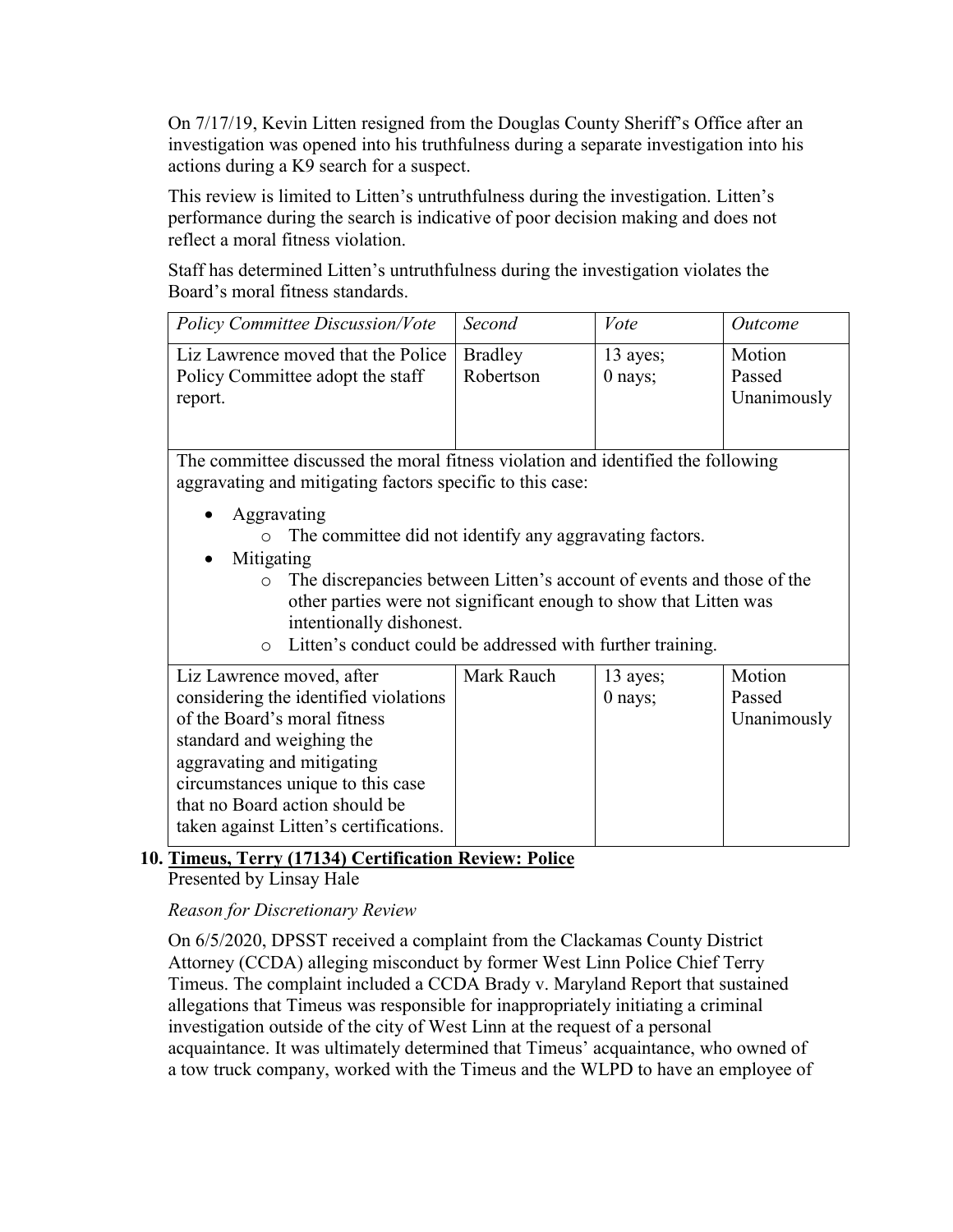On 7/17/19, Kevin Litten resigned from the Douglas County Sheriff's Office after an investigation was opened into his truthfulness during a separate investigation into his actions during a K9 search for a suspect.

This review is limited to Litten's untruthfulness during the investigation. Litten's performance during the search is indicative of poor decision making and does not reflect a moral fitness violation.

Staff has determined Litten's untruthfulness during the investigation violates the Board's moral fitness standards.

| *Policy Committee Discussion/Vote* | *Second* | *Vote* | *Outcome* |
|---|---|---|---|
| Liz Lawrence moved that the Police Policy Committee adopt the staff report. | Bradley Robertson | 13 ayes; 0 nays; | Motion Passed Unanimously |
| The committee discussed the moral fitness violation and identified the following aggravating and mitigating factors specific to this case:<br>• Aggravating<br>  o The committee did not identify any aggravating factors.<br>• Mitigating<br>  o The discrepancies between Litten's account of events and those of the other parties were not significant enough to show that Litten was intentionally dishonest.<br>  o Litten's conduct could be addressed with further training. | | | |
| Liz Lawrence moved, after considering the identified violations of the Board's moral fitness standard and weighing the aggravating and mitigating circumstances unique to this case that no Board action should be taken against Litten's certifications. | Mark Rauch | 13 ayes; 0 nays; | Motion Passed Unanimously |

## 10. Timeus, Terry (17134) Certification Review: Police

Presented by Linsay Hale

*Reason for Discretionary Review*

On 6/5/2020, DPSST received a complaint from the Clackamas County District Attorney (CCDA) alleging misconduct by former West Linn Police Chief Terry Timeus. The complaint included a CCDA Brady v. Maryland Report that sustained allegations that Timeus was responsible for inappropriately initiating a criminal investigation outside of the city of West Linn at the request of a personal acquaintance. It was ultimately determined that Timeus' acquaintance, who owned of a tow truck company, worked with the Timeus and the WLPD to have an employee of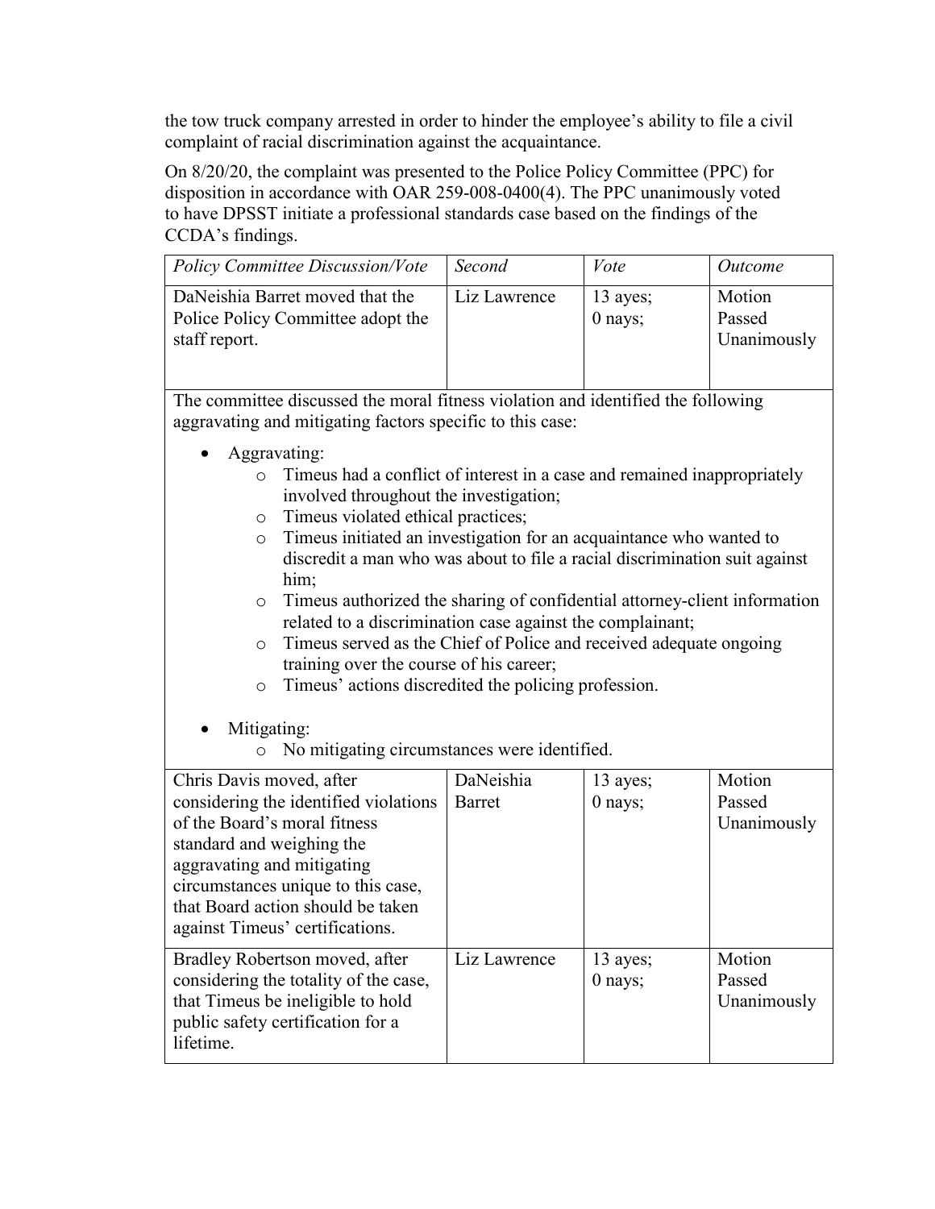the tow truck company arrested in order to hinder the employee's ability to file a civil complaint of racial discrimination against the acquaintance.

On 8/20/20, the complaint was presented to the Police Policy Committee (PPC) for disposition in accordance with OAR 259-008-0400(4). The PPC unanimously voted to have DPSST initiate a professional standards case based on the findings of the CCDA's findings.

| *Policy Committee Discussion/Vote* | *Second* | *Vote* | *Outcome* |
|---|---|---|---|
| DaNeishia Barret moved that the Police Policy Committee adopt the staff report. | Liz Lawrence | 13 ayes; 0 nays; | Motion Passed Unanimously |
| The committee discussed the moral fitness violation and identified the following aggravating and mitigating factors specific to this case:<br><br>• Aggravating:<br>  ○ Timeus had a conflict of interest in a case and remained inappropriately involved throughout the investigation;<br>  ○ Timeus violated ethical practices;<br>  ○ Timeus initiated an investigation for an acquaintance who wanted to discredit a man who was about to file a racial discrimination suit against him;<br>  ○ Timeus authorized the sharing of confidential attorney-client information related to a discrimination case against the complainant;<br>  ○ Timeus served as the Chief of Police and received adequate ongoing training over the course of his career;<br>  ○ Timeus' actions discredited the policing profession.<br><br>• Mitigating:<br>  ○ No mitigating circumstances were identified. | | | |
| Chris Davis moved, after considering the identified violations of the Board's moral fitness standard and weighing the aggravating and mitigating circumstances unique to this case, that Board action should be taken against Timeus' certifications. | DaNeishia Barret | 13 ayes; 0 nays; | Motion Passed Unanimously |
| Bradley Robertson moved, after considering the totality of the case, that Timeus be ineligible to hold public safety certification for a lifetime. | Liz Lawrence | 13 ayes; 0 nays; | Motion Passed Unanimously |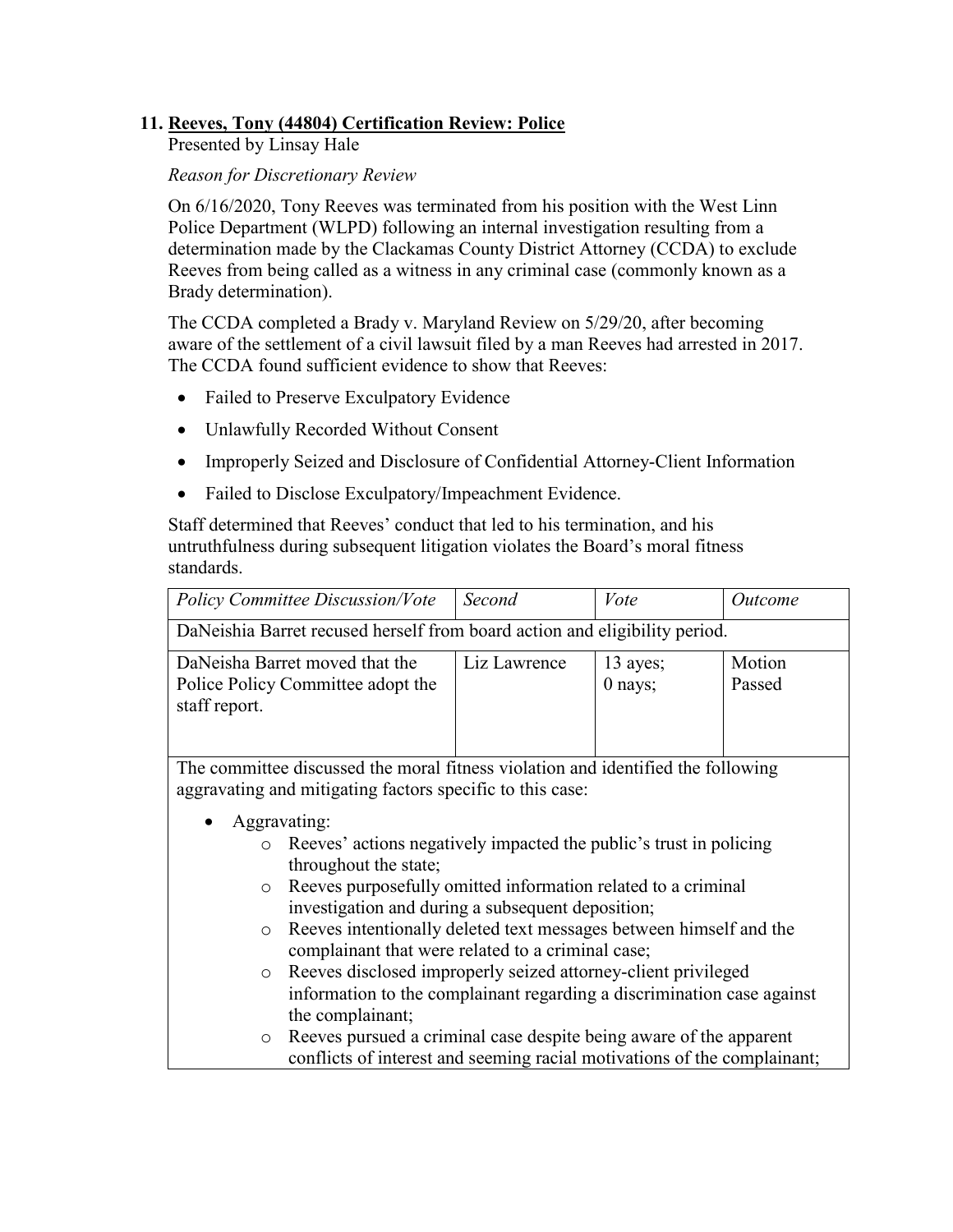## 11. <u>Reeves, Tony (44804) Certification Review: Police</u>

Presented by Linsay Hale

*Reason for Discretionary Review*

On 6/16/2020, Tony Reeves was terminated from his position with the West Linn Police Department (WLPD) following an internal investigation resulting from a determination made by the Clackamas County District Attorney (CCDA) to exclude Reeves from being called as a witness in any criminal case (commonly known as a Brady determination).

The CCDA completed a Brady v. Maryland Review on 5/29/20, after becoming aware of the settlement of a civil lawsuit filed by a man Reeves had arrested in 2017. The CCDA found sufficient evidence to show that Reeves:

- Failed to Preserve Exculpatory Evidence
- Unlawfully Recorded Without Consent
- Improperly Seized and Disclosure of Confidential Attorney-Client Information
- Failed to Disclose Exculpatory/Impeachment Evidence.

Staff determined that Reeves' conduct that led to his termination, and his untruthfulness during subsequent litigation violates the Board's moral fitness standards.

| *Policy Committee Discussion/Vote* | *Second* | *Vote* | *Outcome* |
|---|---|---|---|
| DaNeishia Barret recused herself from board action and eligibility period. | | | |
| DaNeisha Barret moved that the Police Policy Committee adopt the staff report. | Liz Lawrence | 13 ayes; 0 nays; | Motion Passed |
| The committee discussed the moral fitness violation and identified the following aggravating and mitigating factors specific to this case:<br>• Aggravating:<br>o Reeves' actions negatively impacted the public's trust in policing throughout the state;<br>o Reeves purposefully omitted information related to a criminal investigation and during a subsequent deposition;<br>o Reeves intentionally deleted text messages between himself and the complainant that were related to a criminal case;<br>o Reeves disclosed improperly seized attorney-client privileged information to the complainant regarding a discrimination case against the complainant;<br>o Reeves pursued a criminal case despite being aware of the apparent conflicts of interest and seeming racial motivations of the complainant; | | | |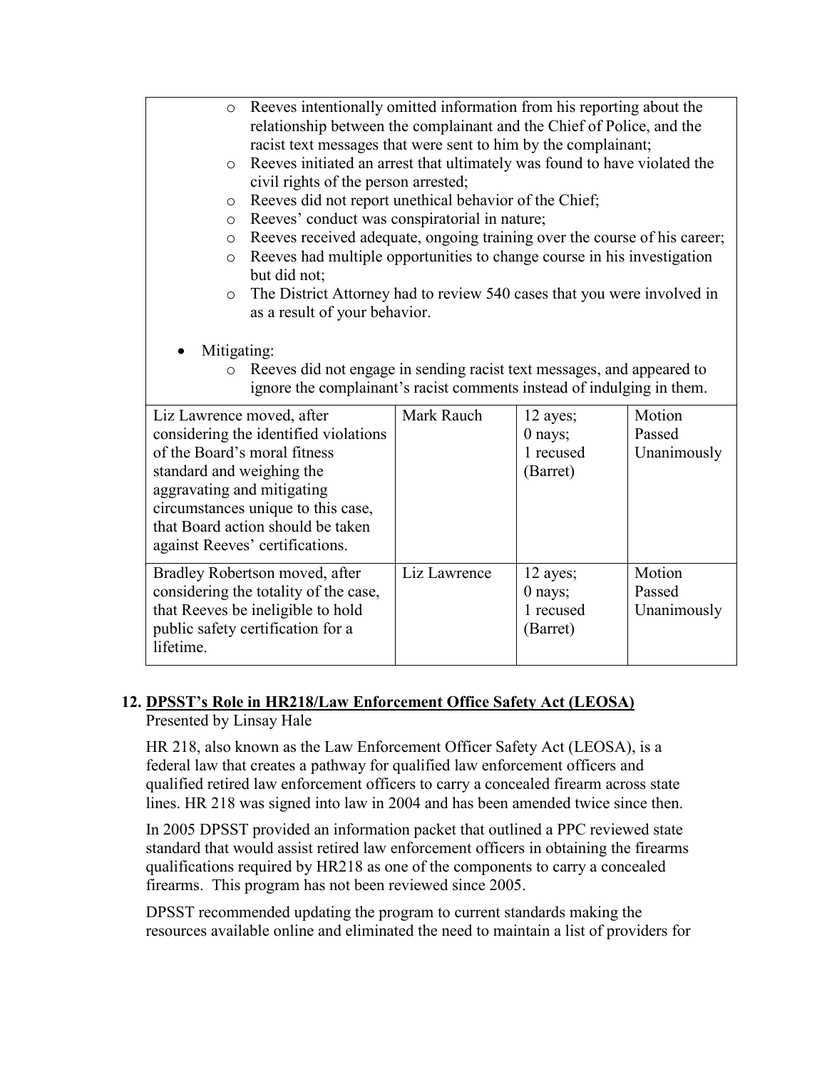- Reeves intentionally omitted information from his reporting about the relationship between the complainant and the Chief of Police, and the racist text messages that were sent to him by the complainant;
  - Reeves initiated an arrest that ultimately was found to have violated the civil rights of the person arrested;
  - Reeves did not report unethical behavior of the Chief;
  - Reeves' conduct was conspiratorial in nature;
  - Reeves received adequate, ongoing training over the course of his career;
  - Reeves had multiple opportunities to change course in his investigation but did not;
  - The District Attorney had to review 540 cases that you were involved in as a result of your behavior.

- Mitigating:
  - Reeves did not engage in sending racist text messages, and appeared to ignore the complainant's racist comments instead of indulging in them.

| | | | |
|---|---|---|---|
| Liz Lawrence moved, after considering the identified violations of the Board's moral fitness standard and weighing the aggravating and mitigating circumstances unique to this case, that Board action should be taken against Reeves' certifications. | Mark Rauch | 12 ayes; 0 nays; 1 recused (Barret) | Motion Passed Unanimously |
| Bradley Robertson moved, after considering the totality of the case, that Reeves be ineligible to hold public safety certification for a lifetime. | Liz Lawrence | 12 ayes; 0 nays; 1 recused (Barret) | Motion Passed Unanimously |

## 12. DPSST's Role in HR218/Law Enforcement Office Safety Act (LEOSA)

Presented by Linsay Hale

HR 218, also known as the Law Enforcement Officer Safety Act (LEOSA), is a federal law that creates a pathway for qualified law enforcement officers and qualified retired law enforcement officers to carry a concealed firearm across state lines. HR 218 was signed into law in 2004 and has been amended twice since then.

In 2005 DPSST provided an information packet that outlined a PPC reviewed state standard that would assist retired law enforcement officers in obtaining the firearms qualifications required by HR218 as one of the components to carry a concealed firearms. This program has not been reviewed since 2005.

DPSST recommended updating the program to current standards making the resources available online and eliminated the need to maintain a list of providers for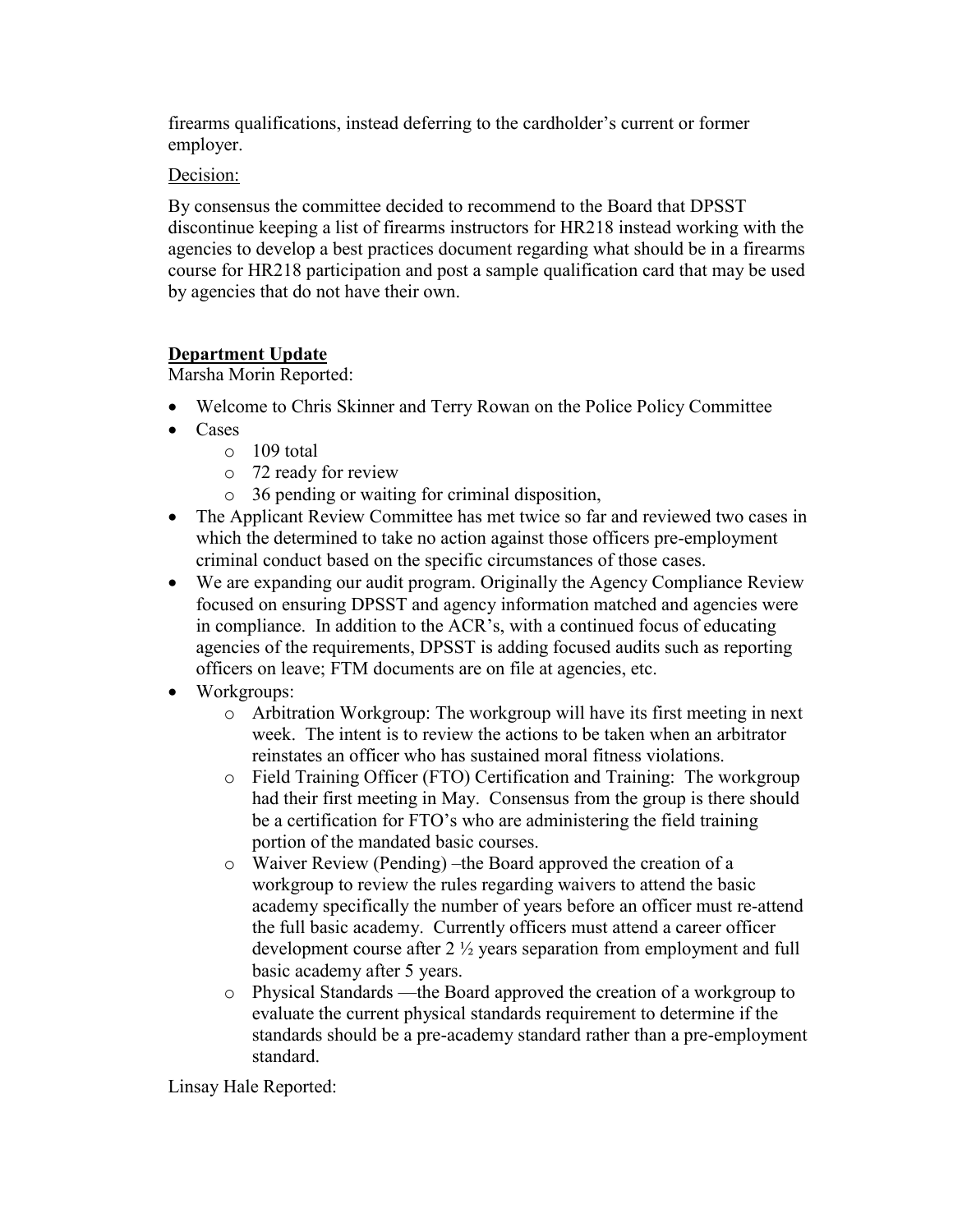firearms qualifications, instead deferring to the cardholder's current or former employer.

Decision:

By consensus the committee decided to recommend to the Board that DPSST discontinue keeping a list of firearms instructors for HR218 instead working with the agencies to develop a best practices document regarding what should be in a firearms course for HR218 participation and post a sample qualification card that may be used by agencies that do not have their own.

**Department Update**

Marsha Morin Reported:

- Welcome to Chris Skinner and Terry Rowan on the Police Policy Committee
- Cases
  - 109 total
  - 72 ready for review
  - 36 pending or waiting for criminal disposition,
- The Applicant Review Committee has met twice so far and reviewed two cases in which the determined to take no action against those officers pre-employment criminal conduct based on the specific circumstances of those cases.
- We are expanding our audit program. Originally the Agency Compliance Review focused on ensuring DPSST and agency information matched and agencies were in compliance. In addition to the ACR's, with a continued focus of educating agencies of the requirements, DPSST is adding focused audits such as reporting officers on leave; FTM documents are on file at agencies, etc.
- Workgroups:
  - Arbitration Workgroup: The workgroup will have its first meeting in next week. The intent is to review the actions to be taken when an arbitrator reinstates an officer who has sustained moral fitness violations.
  - Field Training Officer (FTO) Certification and Training: The workgroup had their first meeting in May. Consensus from the group is there should be a certification for FTO's who are administering the field training portion of the mandated basic courses.
  - Waiver Review (Pending) –the Board approved the creation of a workgroup to review the rules regarding waivers to attend the basic academy specifically the number of years before an officer must re-attend the full basic academy. Currently officers must attend a career officer development course after 2 ½ years separation from employment and full basic academy after 5 years.
  - Physical Standards —the Board approved the creation of a workgroup to evaluate the current physical standards requirement to determine if the standards should be a pre-academy standard rather than a pre-employment standard.

Linsay Hale Reported: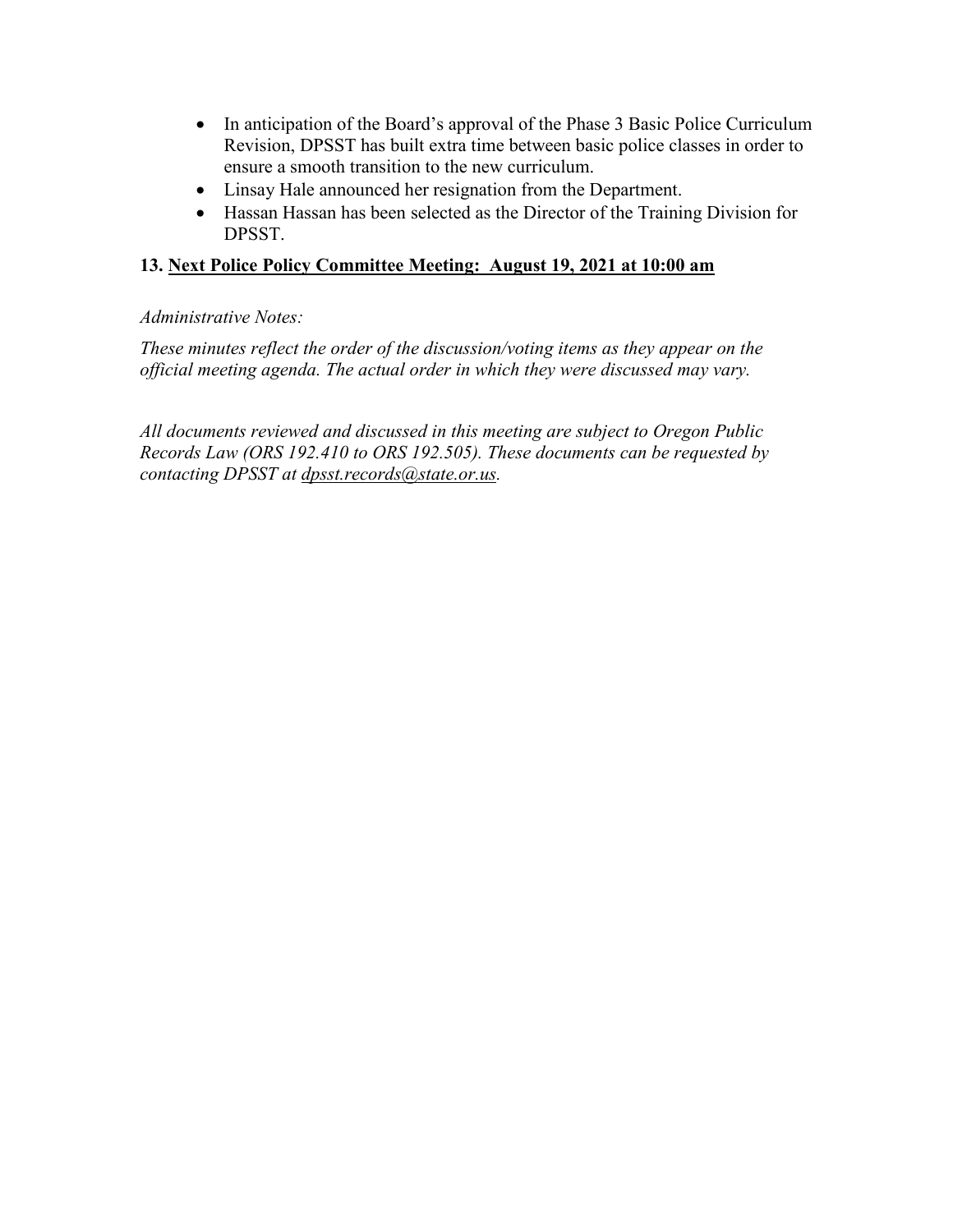- In anticipation of the Board's approval of the Phase 3 Basic Police Curriculum Revision, DPSST has built extra time between basic police classes in order to ensure a smooth transition to the new curriculum.
- Linsay Hale announced her resignation from the Department.
- Hassan Hassan has been selected as the Director of the Training Division for DPSST.

**13. Next Police Policy Committee Meeting: August 19, 2021 at 10:00 am**

*Administrative Notes:*

*These minutes reflect the order of the discussion/voting items as they appear on the official meeting agenda. The actual order in which they were discussed may vary.*

*All documents reviewed and discussed in this meeting are subject to Oregon Public Records Law (ORS 192.410 to ORS 192.505). These documents can be requested by contacting DPSST at dpsst.records@state.or.us.*